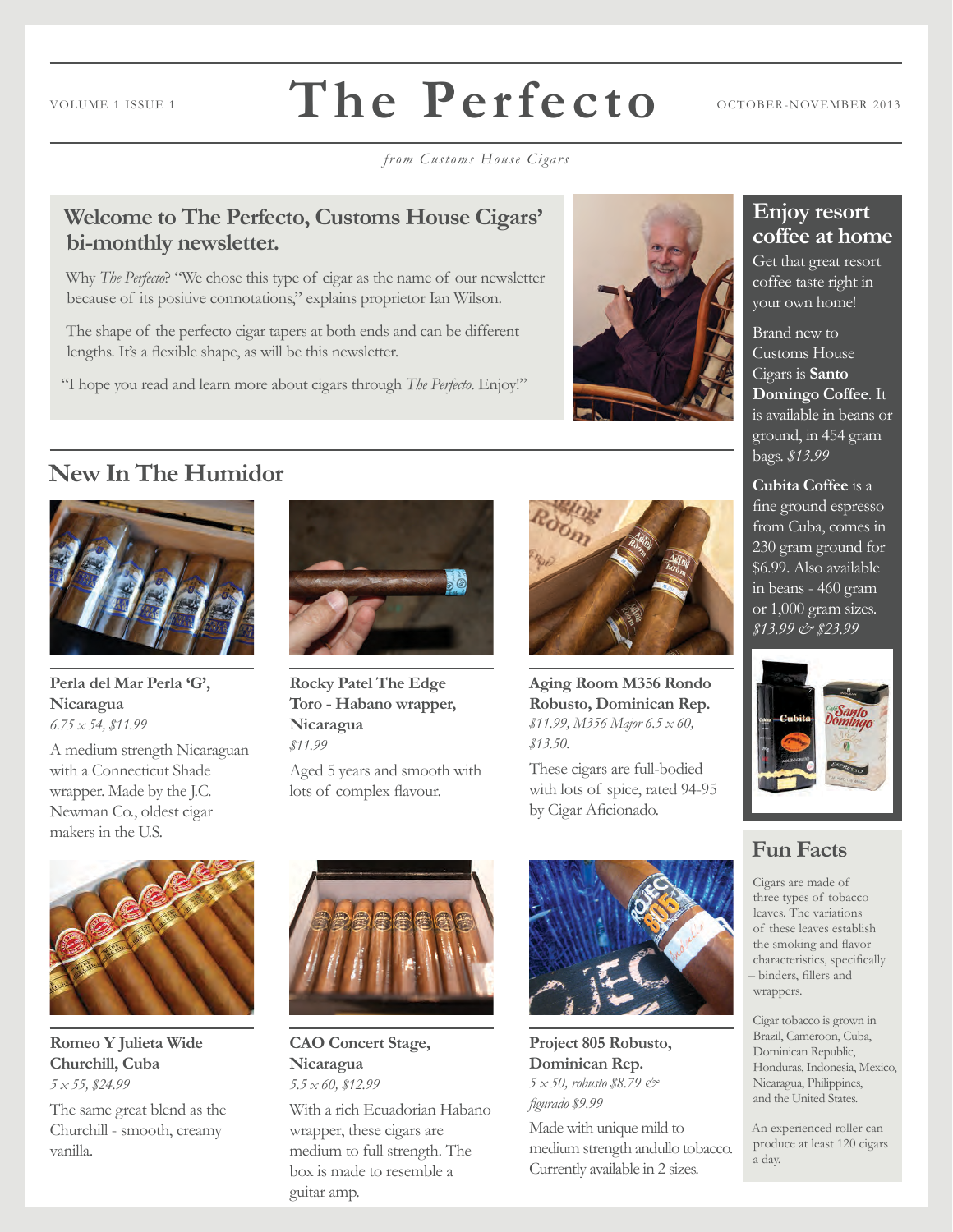# The Perfecto

VOLUME 1 ISSUE 1 — OCTOBER-NOVEMBER 2013

*from Customs House Cigars*

## Welcome to The Perfecto, Customs House Cigars' bi-monthly newsletter.

Why *The Perfecto*? "We chose this type of cigar as the name of our newsletter because of its positive connotations," explains proprietor Ian Wilson.

The shape of the perfecto cigar tapers at both ends and can be different lengths. It's a flexible shape, as will be this newsletter.

"I hope you read and learn more about cigars through *The Perfecto*. Enjoy!"

## New In The Humidor

**Perla del Mar Perla 'G', Nicaragua**
*6.75 x 54, $11.99*

A medium strength Nicaraguan with a Connecticut Shade wrapper. Made by the J.C. Newman Co., oldest cigar makers in the U.S.

**Rocky Patel The Edge Toro - Habano wrapper, Nicaragua**
*$11.99*

Aged 5 years and smooth with lots of complex flavour.

**Aging Room M356 Rondo Robusto, Dominican Rep.**
*$11.99, M356 Major 6.5 x 60, $13.50.*

These cigars are full-bodied with lots of spice, rated 94-95 by Cigar Aficionado.

**Romeo Y Julieta Wide Churchill, Cuba**
*5 x 55, $24.99*

The same great blend as the Churchill - smooth, creamy vanilla.

**CAO Concert Stage, Nicaragua**
*5.5 x 60, $12.99*

With a rich Ecuadorian Habano wrapper, these cigars are medium to full strength. The box is made to resemble a guitar amp.

**Project 805 Robusto, Dominican Rep.**
*5 x 50, robusto $8.79 & figurado $9.99*

Made with unique mild to medium strength andullo tobacco. Currently available in 2 sizes.

## Enjoy resort coffee at home

Get that great resort coffee taste right in your own home!

Brand new to Customs House Cigars is **Santo Domingo Coffee**. It is available in beans or ground, in 454 gram bags. *$13.99*

**Cubita Coffee** is a fine ground espresso from Cuba, comes in 230 gram ground for $6.99. Also available in beans - 460 gram or 1,000 gram sizes. *$13.99 & $23.99*

## Fun Facts

Cigars are made of three types of tobacco leaves. The variations of these leaves establish the smoking and flavor characteristics, specifically – binders, fillers and wrappers.

Cigar tobacco is grown in Brazil, Cameroon, Cuba, Dominican Republic, Honduras, Indonesia, Mexico, Nicaragua, Philippines, and the United States.

An experienced roller can produce at least 120 cigars a day.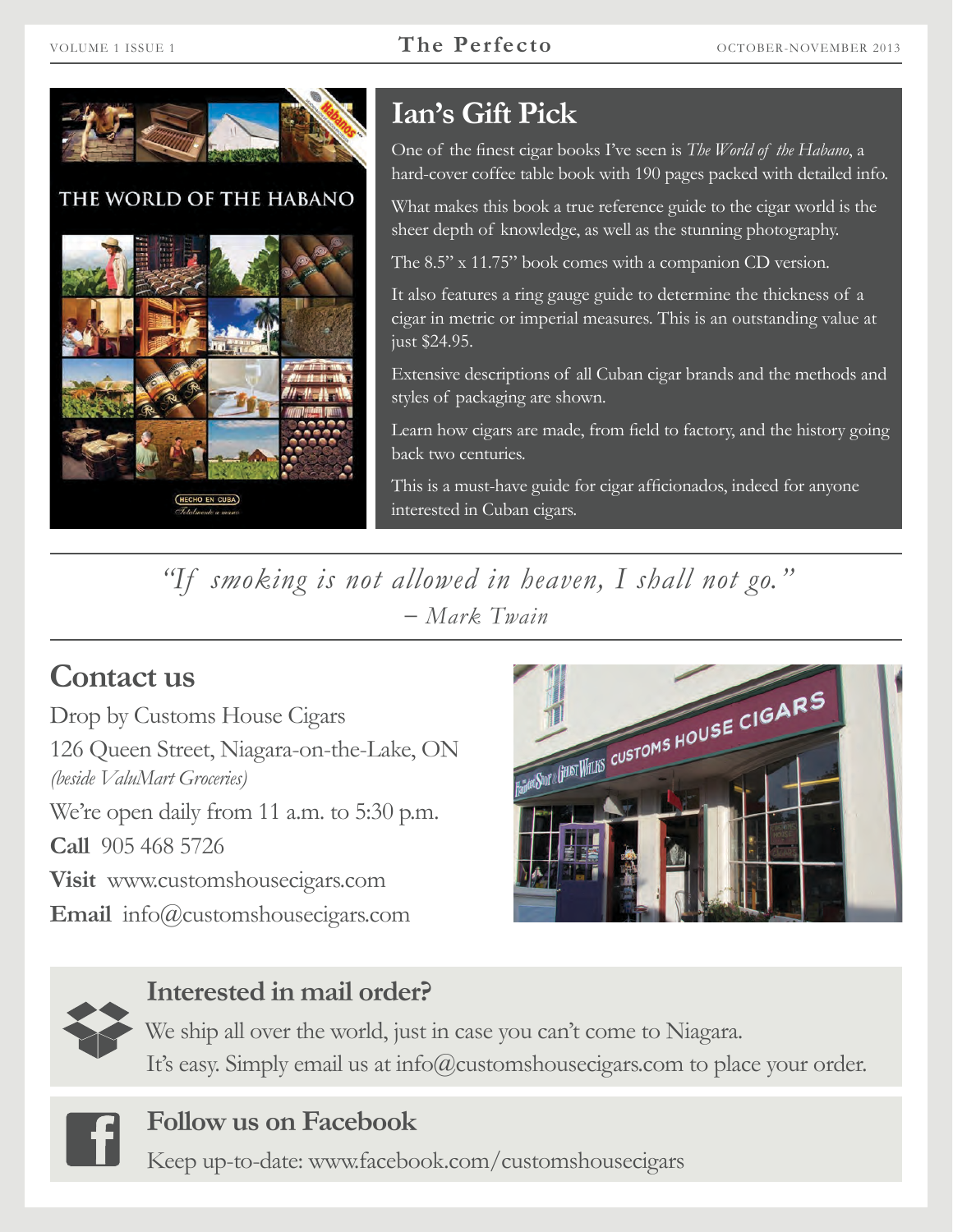## Ian's Gift Pick

One of the finest cigar books I've seen is *The World of the Habano*, a hard-cover coffee table book with 190 pages packed with detailed info.

What makes this book a true reference guide to the cigar world is the sheer depth of knowledge, as well as the stunning photography.

The 8.5" x 11.75" book comes with a companion CD version.

It also features a ring gauge guide to determine the thickness of a cigar in metric or imperial measures. This is an outstanding value at just $24.95.

Extensive descriptions of all Cuban cigar brands and the methods and styles of packaging are shown.

Learn how cigars are made, from field to factory, and the history going back two centuries.

This is a must-have guide for cigar afficionados, indeed for anyone interested in Cuban cigars.

---

*"If smoking is not allowed in heaven, I shall not go."*
*– Mark Twain*

---

## Contact us

Drop by Customs House Cigars

126 Queen Street, Niagara-on-the-Lake, ON
*(beside ValuMart Groceries)*

We're open daily from 11 a.m. to 5:30 p.m.

**Call** 905 468 5726

**Visit** www.customshousecigars.com

**Email** info@customshousecigars.com

### Interested in mail order?

We ship all over the world, just in case you can't come to Niagara.
It's easy. Simply email us at info@customshousecigars.com to place your order.

### Follow us on Facebook

Keep up-to-date: www.facebook.com/customshousecigars